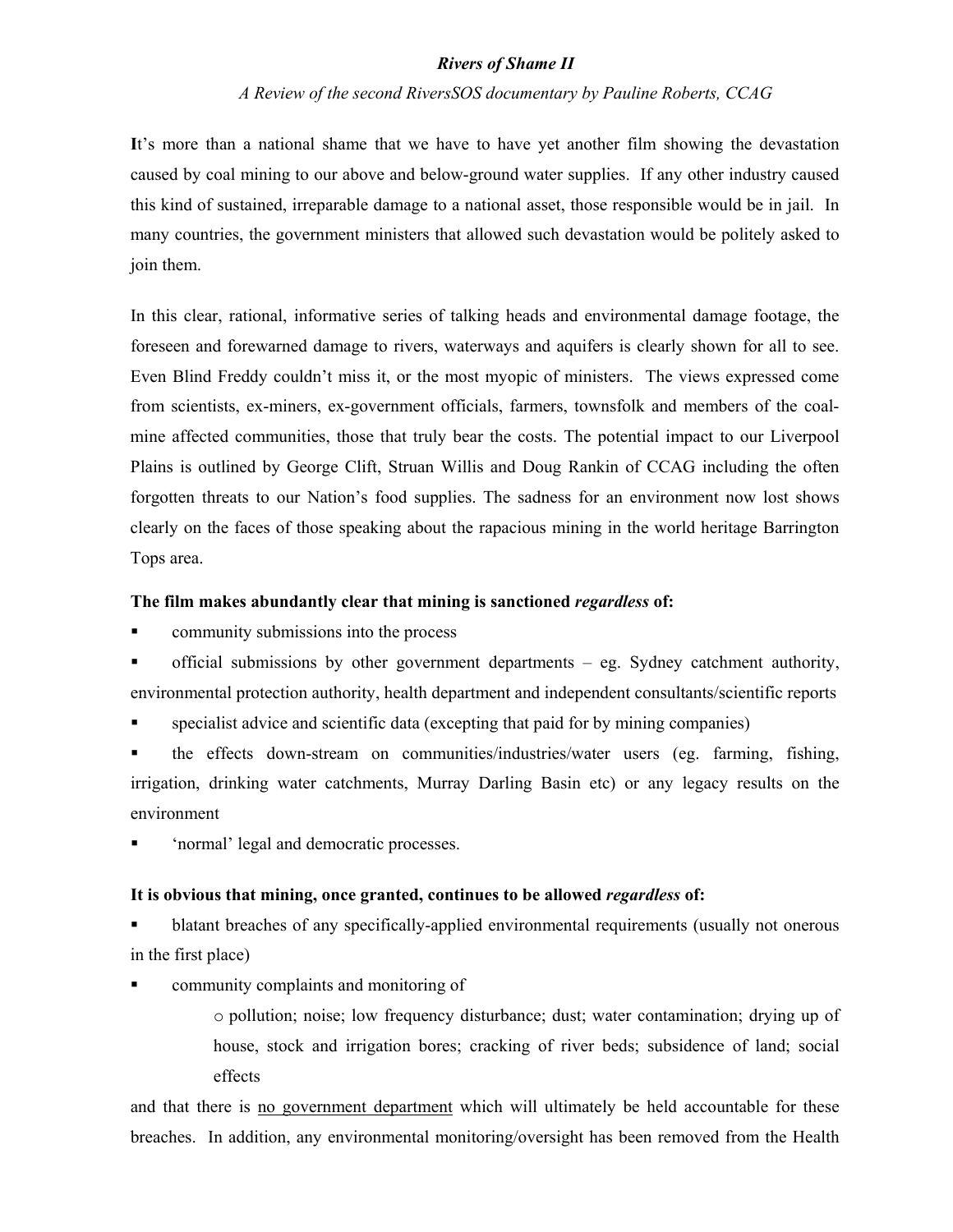***Rivers of Shame II***

*A Review of the second RiversSOS documentary by Pauline Roberts, CCAG*

**I**t's more than a national shame that we have to have yet another film showing the devastation caused by coal mining to our above and below-ground water supplies. If any other industry caused this kind of sustained, irreparable damage to a national asset, those responsible would be in jail. In many countries, the government ministers that allowed such devastation would be politely asked to join them.

In this clear, rational, informative series of talking heads and environmental damage footage, the foreseen and forewarned damage to rivers, waterways and aquifers is clearly shown for all to see. Even Blind Freddy couldn't miss it, or the most myopic of ministers. The views expressed come from scientists, ex-miners, ex-government officials, farmers, townsfolk and members of the coal-mine affected communities, those that truly bear the costs. The potential impact to our Liverpool Plains is outlined by George Clift, Struan Willis and Doug Rankin of CCAG including the often forgotten threats to our Nation's food supplies. The sadness for an environment now lost shows clearly on the faces of those speaking about the rapacious mining in the world heritage Barrington Tops area.

**The film makes abundantly clear that mining is sanctioned *regardless* of:**

- community submissions into the process
- official submissions by other government departments – eg. Sydney catchment authority, environmental protection authority, health department and independent consultants/scientific reports
- specialist advice and scientific data (excepting that paid for by mining companies)
- the effects down-stream on communities/industries/water users (eg. farming, fishing, irrigation, drinking water catchments, Murray Darling Basin etc) or any legacy results on the environment
- 'normal' legal and democratic processes.

**It is obvious that mining, once granted, continues to be allowed *regardless* of:**

- blatant breaches of any specifically-applied environmental requirements (usually not onerous in the first place)
- community complaints and monitoring of
    - pollution; noise; low frequency disturbance; dust; water contamination; drying up of house, stock and irrigation bores; cracking of river beds; subsidence of land; social effects

and that there is <u>no government department</u> which will ultimately be held accountable for these breaches. In addition, any environmental monitoring/oversight has been removed from the Health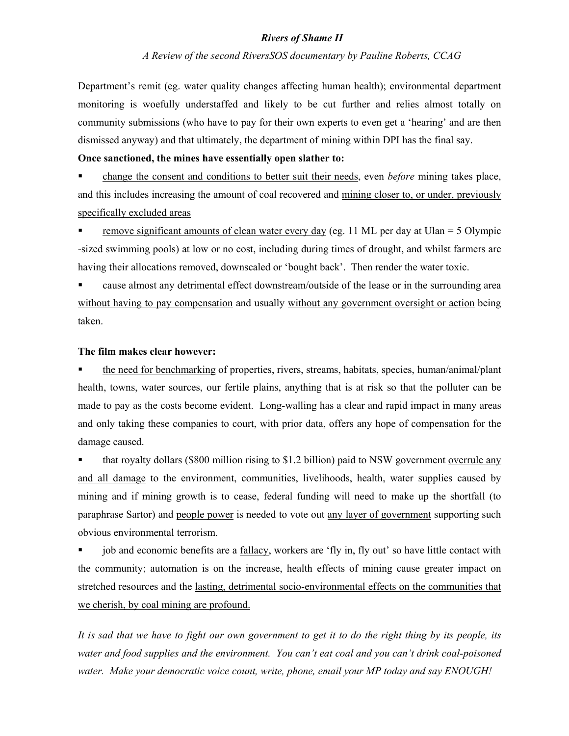Department's remit (eg. water quality changes affecting human health); environmental department monitoring is woefully understaffed and likely to be cut further and relies almost totally on community submissions (who have to pay for their own experts to even get a 'hearing' and are then dismissed anyway) and that ultimately, the department of mining within DPI has the final say.

**Once sanctioned, the mines have essentially open slather to:**

- <u>change the consent and conditions to better suit their needs</u>, even *before* mining takes place, and this includes increasing the amount of coal recovered and <u>mining closer to, or under, previously specifically excluded areas</u>
- <u>remove significant amounts of clean water every day</u> (eg. 11 ML per day at Ulan = 5 Olympic -sized swimming pools) at low or no cost, including during times of drought, and whilst farmers are having their allocations removed, downscaled or 'bought back'. Then render the water toxic.
- cause almost any detrimental effect downstream/outside of the lease or in the surrounding area <u>without having to pay compensation</u> and usually <u>without any government oversight or action</u> being taken.

**The film makes clear however:**

- <u>the need for benchmarking</u> of properties, rivers, streams, habitats, species, human/animal/plant health, towns, water sources, our fertile plains, anything that is at risk so that the polluter can be made to pay as the costs become evident. Long-walling has a clear and rapid impact in many areas and only taking these companies to court, with prior data, offers any hope of compensation for the damage caused.
- that royalty dollars ($800 million rising to $1.2 billion) paid to NSW government <u>overrule any and all damage</u> to the environment, communities, livelihoods, health, water supplies caused by mining and if mining growth is to cease, federal funding will need to make up the shortfall (to paraphrase Sartor) and <u>people power</u> is needed to vote out <u>any layer of government</u> supporting such obvious environmental terrorism.
- job and economic benefits are a <u>fallacy</u>, workers are 'fly in, fly out' so have little contact with the community; automation is on the increase, health effects of mining cause greater impact on stretched resources and the <u>lasting, detrimental socio-environmental effects on the communities that we cherish, by coal mining are profound.</u>

*It is sad that we have to fight our own government to get it to do the right thing by its people, its water and food supplies and the environment. You can't eat coal and you can't drink coal-poisoned water. Make your democratic voice count, write, phone, email your MP today and say ENOUGH!*